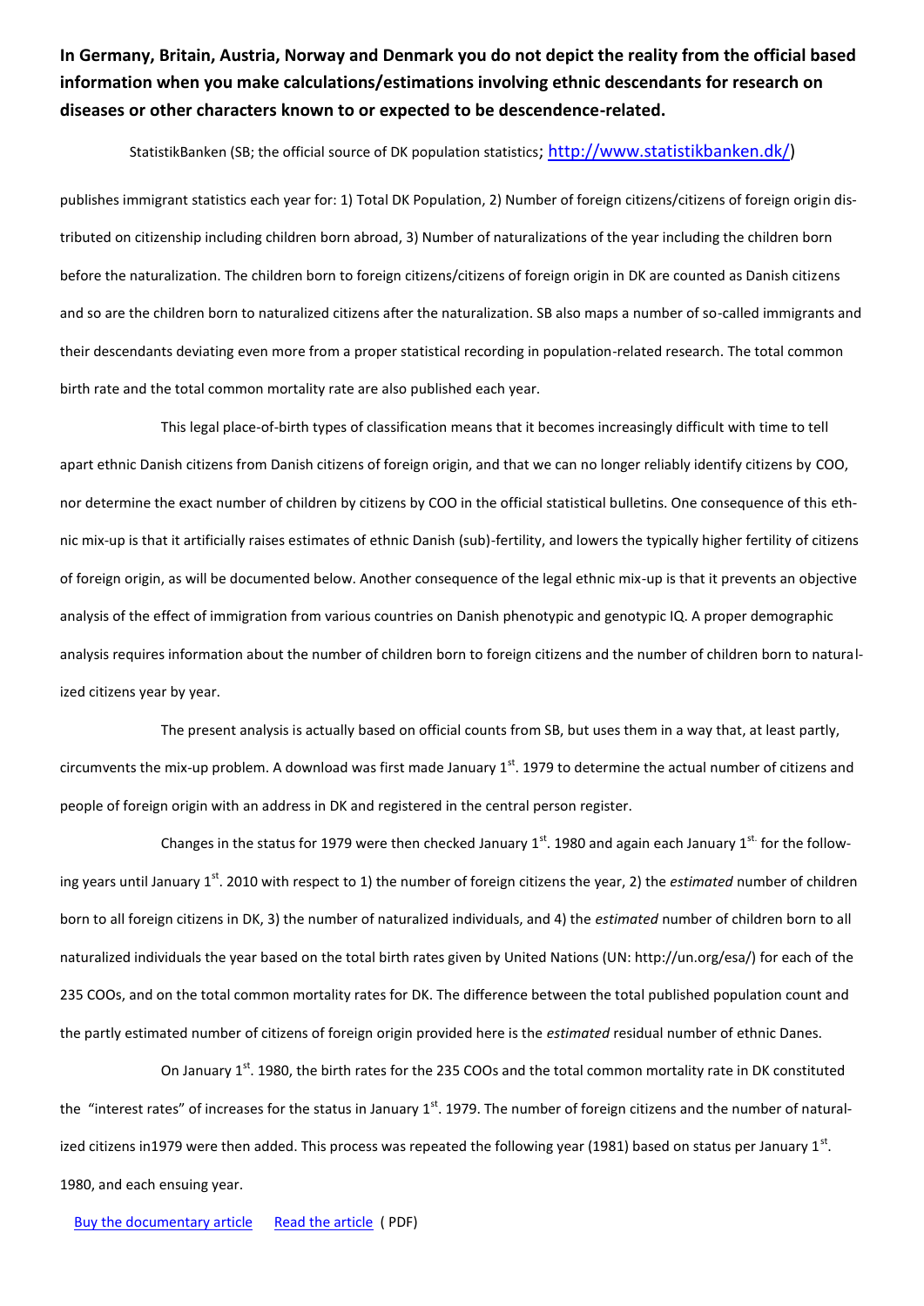**In Germany, Britain, Austria, Norway and Denmark you do not depict the reality from the official based information when you make calculations/estimations involving ethnic descendants for research on diseases or other characters known to or expected to be descendence-related.**

StatistikBanken (SB; the official source of DK population statistics; http://www.statistikbanken.dk/)

publishes immigrant statistics each year for: 1) Total DK Population, 2) Number of foreign citizens/citizens of foreign origin distributed on citizenship including children born abroad, 3) Number of naturalizations of the year including the children born before the naturalization. The children born to foreign citizens/citizens of foreign origin in DK are counted as Danish citizens and so are the children born to naturalized citizens after the naturalization. SB also maps a number of so-called immigrants and their descendants deviating even more from a proper statistical recording in population-related research. The total common birth rate and the total common mortality rate are also published each year.

This legal place-of-birth types of classification means that it becomes increasingly difficult with time to tell apart ethnic Danish citizens from Danish citizens of foreign origin, and that we can no longer reliably identify citizens by COO, nor determine the exact number of children by citizens by COO in the official statistical bulletins. One consequence of this ethnic mix-up is that it artificially raises estimates of ethnic Danish (sub)-fertility, and lowers the typically higher fertility of citizens of foreign origin, as will be documented below. Another consequence of the legal ethnic mix-up is that it prevents an objective analysis of the effect of immigration from various countries on Danish phenotypic and genotypic IQ. A proper demographic analysis requires information about the number of children born to foreign citizens and the number of children born to naturalized citizens year by year.

The present analysis is actually based on official counts from SB, but uses them in a way that, at least partly, circumvents the mix-up problem. A download was first made January 1st. 1979 to determine the actual number of citizens and people of foreign origin with an address in DK and registered in the central person register.

Changes in the status for 1979 were then checked January 1st. 1980 and again each January 1st. for the following years until January 1st. 2010 with respect to 1) the number of foreign citizens the year, 2) the *estimated* number of children born to all foreign citizens in DK, 3) the number of naturalized individuals, and 4) the *estimated* number of children born to all naturalized individuals the year based on the total birth rates given by United Nations (UN: http://un.org/esa/) for each of the 235 COOs, and on the total common mortality rates for DK. The difference between the total published population count and the partly estimated number of citizens of foreign origin provided here is the *estimated* residual number of ethnic Danes.

On January 1st. 1980, the birth rates for the 235 COOs and the total common mortality rate in DK constituted the "interest rates" of increases for the status in January 1st. 1979. The number of foreign citizens and the number of naturalized citizens in1979 were then added. This process was repeated the following year (1981) based on status per January 1st. 1980, and each ensuing year.

Buy the documentary article    Read the article ( PDF)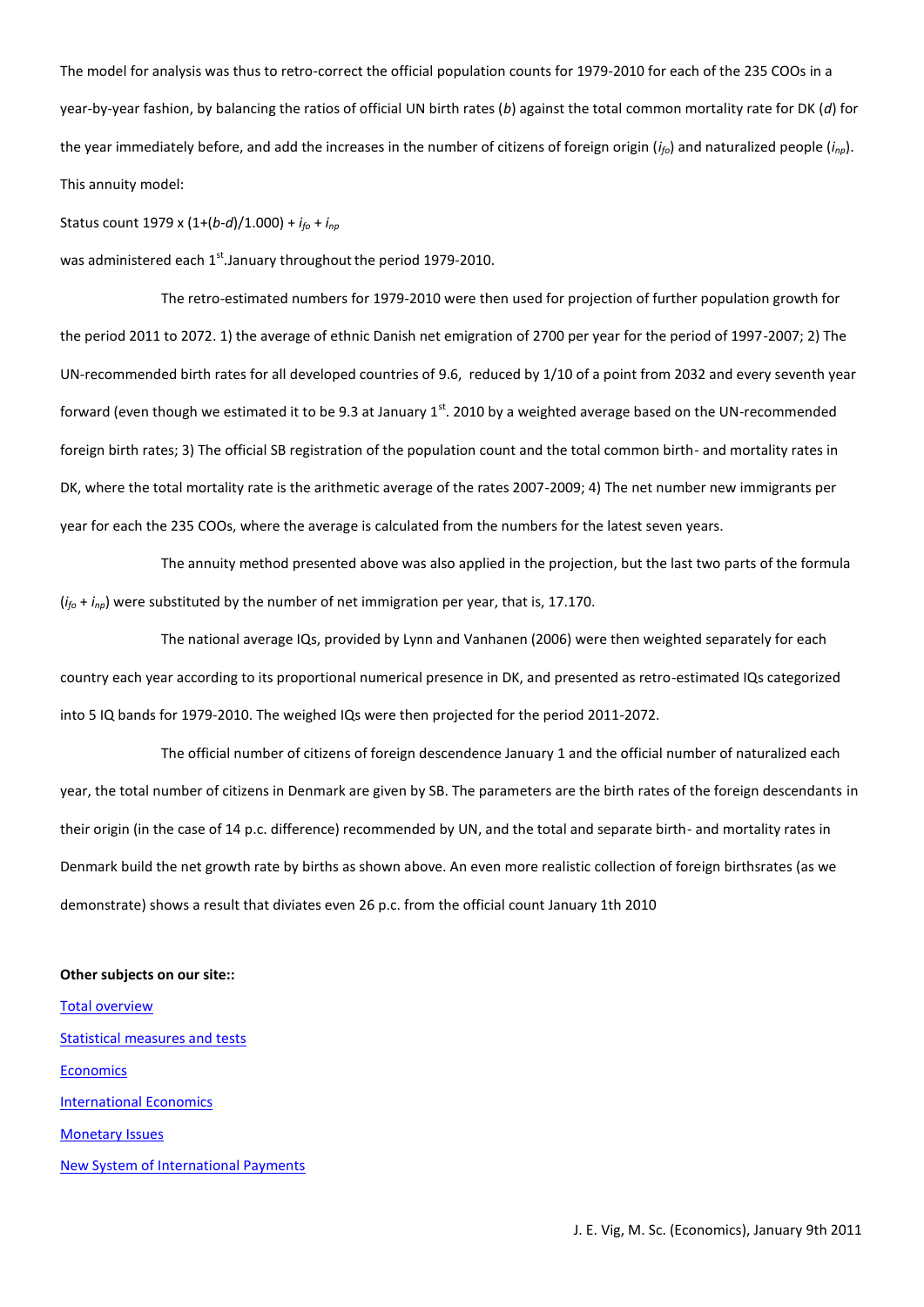The model for analysis was thus to retro-correct the official population counts for 1979-2010 for each of the 235 COOs in a year-by-year fashion, by balancing the ratios of official UN birth rates (*b*) against the total common mortality rate for DK (*d*) for the year immediately before, and add the increases in the number of citizens of foreign origin ($i_{fo}$) and naturalized people ($i_{np}$). This annuity model:

Status count 1979 x $(1+(b-d)/1.000) + i_{fo} + i_{np}$

was administered each 1st.January throughout the period 1979-2010.

The retro-estimated numbers for 1979-2010 were then used for projection of further population growth for the period 2011 to 2072. 1) the average of ethnic Danish net emigration of 2700 per year for the period of 1997-2007; 2) The UN-recommended birth rates for all developed countries of 9.6, reduced by 1/10 of a point from 2032 and every seventh year forward (even though we estimated it to be 9.3 at January 1st. 2010 by a weighted average based on the UN-recommended foreign birth rates; 3) The official SB registration of the population count and the total common birth- and mortality rates in DK, where the total mortality rate is the arithmetic average of the rates 2007-2009; 4) The net number new immigrants per year for each the 235 COOs, where the average is calculated from the numbers for the latest seven years.

The annuity method presented above was also applied in the projection, but the last two parts of the formula ($i_{fo} + i_{np}$) were substituted by the number of net immigration per year, that is, 17.170.

The national average IQs, provided by Lynn and Vanhanen (2006) were then weighted separately for each country each year according to its proportional numerical presence in DK, and presented as retro-estimated IQs categorized into 5 IQ bands for 1979-2010. The weighed IQs were then projected for the period 2011-2072.

The official number of citizens of foreign descendence January 1 and the official number of naturalized each year, the total number of citizens in Denmark are given by SB. The parameters are the birth rates of the foreign descendants in their origin (in the case of 14 p.c. difference) recommended by UN, and the total and separate birth- and mortality rates in Denmark build the net growth rate by births as shown above. An even more realistic collection of foreign birthsrates (as we demonstrate) shows a result that diviates even 26 p.c. from the official count January 1th 2010

**Other subjects on our site::**

[Total overview]()

[Statistical measures and tests]()

[Economics]()

[International Economics]()

[Monetary Issues]()

[New System of International Payments]()

J. E. Vig, M. Sc. (Economics), January 9th 2011